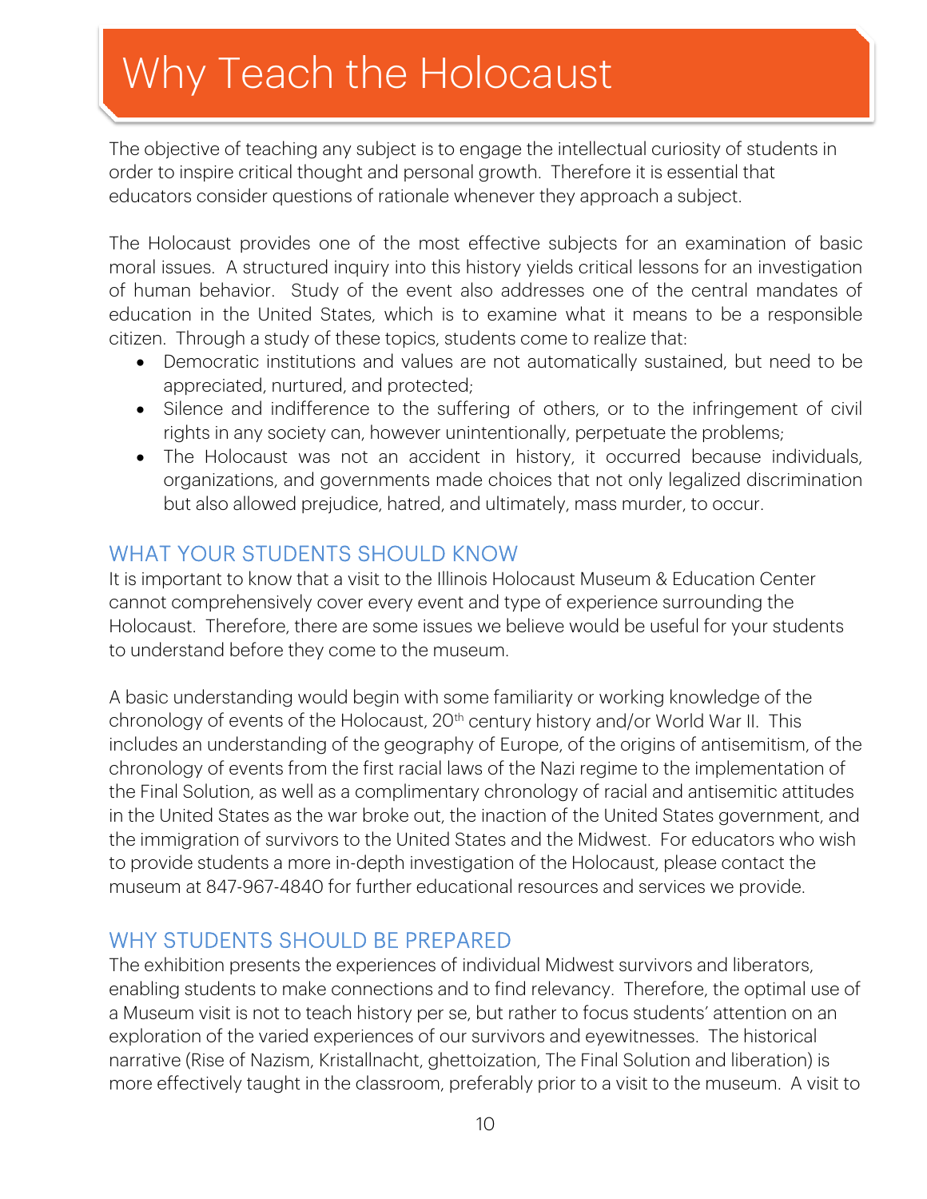# Why Teach the Holocaust

The objective of teaching any subject is to engage the intellectual curiosity of students in order to inspire critical thought and personal growth. Therefore it is essential that educators consider questions of rationale whenever they approach a subject.

The Holocaust provides one of the most effective subjects for an examination of basic moral issues. A structured inquiry into this history yields critical lessons for an investigation of human behavior. Study of the event also addresses one of the central mandates of education in the United States, which is to examine what it means to be a responsible citizen. Through a study of these topics, students come to realize that:

- Democratic institutions and values are not automatically sustained, but need to be appreciated, nurtured, and protected;
- Silence and indifference to the suffering of others, or to the infringement of civil rights in any society can, however unintentionally, perpetuate the problems;
- The Holocaust was not an accident in history, it occurred because individuals, organizations, and governments made choices that not only legalized discrimination but also allowed prejudice, hatred, and ultimately, mass murder, to occur.

## WHAT YOUR STUDENTS SHOULD KNOW

It is important to know that a visit to the Illinois Holocaust Museum & Education Center cannot comprehensively cover every event and type of experience surrounding the Holocaust. Therefore, there are some issues we believe would be useful for your students to understand before they come to the museum.

A basic understanding would begin with some familiarity or working knowledge of the chronology of events of the Holocaust, 20th century history and/or World War II. This includes an understanding of the geography of Europe, of the origins of antisemitism, of the chronology of events from the first racial laws of the Nazi regime to the implementation of the Final Solution, as well as a complimentary chronology of racial and antisemitic attitudes in the United States as the war broke out, the inaction of the United States government, and the immigration of survivors to the United States and the Midwest. For educators who wish to provide students a more in-depth investigation of the Holocaust, please contact the museum at 847-967-4840 for further educational resources and services we provide.

## WHY STUDENTS SHOULD BE PREPARED

The exhibition presents the experiences of individual Midwest survivors and liberators, enabling students to make connections and to find relevancy. Therefore, the optimal use of a Museum visit is not to teach history per se, but rather to focus students' attention on an exploration of the varied experiences of our survivors and eyewitnesses. The historical narrative (Rise of Nazism, Kristallnacht, ghettoization, The Final Solution and liberation) is more effectively taught in the classroom, preferably prior to a visit to the museum. A visit to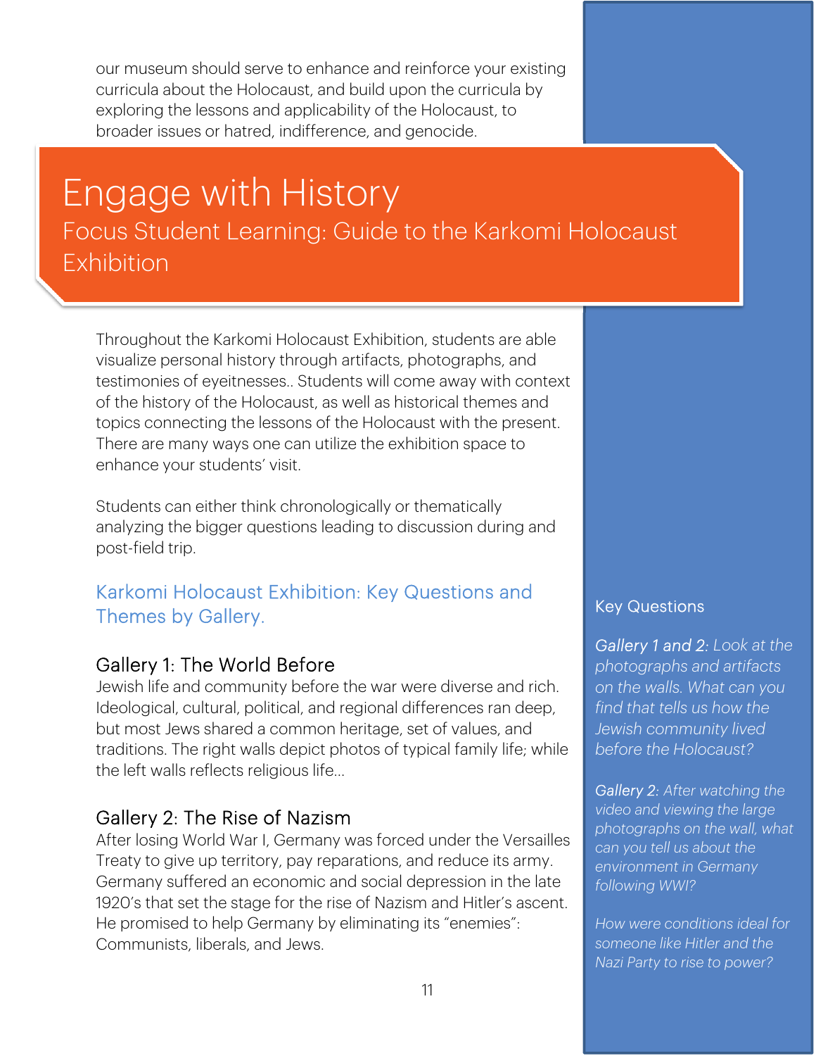our museum should serve to enhance and reinforce your existing curricula about the Holocaust, and build upon the curricula by exploring the lessons and applicability of the Holocaust, to broader issues or hatred, indifference, and genocide.

# Engage with History

## Focus Student Learning: Guide to the Karkomi Holocaust Exhibition

Throughout the Karkomi Holocaust Exhibition, students are able visualize personal history through artifacts, photographs, and testimonies of eyeitnesses.. Students will come away with context of the history of the Holocaust, as well as historical themes and topics connecting the lessons of the Holocaust with the present. There are many ways one can utilize the exhibition space to enhance your students' visit.

Students can either think chronologically or thematically analyzing the bigger questions leading to discussion during and post-field trip.

### Karkomi Holocaust Exhibition: Key Questions and Themes by Gallery.

#### Gallery 1: The World Before

Jewish life and community before the war were diverse and rich. Ideological, cultural, political, and regional differences ran deep, but most Jews shared a common heritage, set of values, and traditions. The right walls depict photos of typical family life; while the left walls reflects religious life…

#### Gallery 2: The Rise of Nazism

After losing World War I, Germany was forced under the Versailles Treaty to give up territory, pay reparations, and reduce its army. Germany suffered an economic and social depression in the late 1920's that set the stage for the rise of Nazism and Hitler's ascent. He promised to help Germany by eliminating its "enemies": Communists, liberals, and Jews.

#### Key Questions

*Gallery 1 and 2: Look at the photographs and artifacts on the walls. What can you find that tells us how the Jewish community lived before the Holocaust?*

*Gallery 2: After watching the video and viewing the large photographs on the wall, what can you tell us about the environment in Germany following WWI?*

*How were conditions ideal for someone like Hitler and the Nazi Party to rise to power?*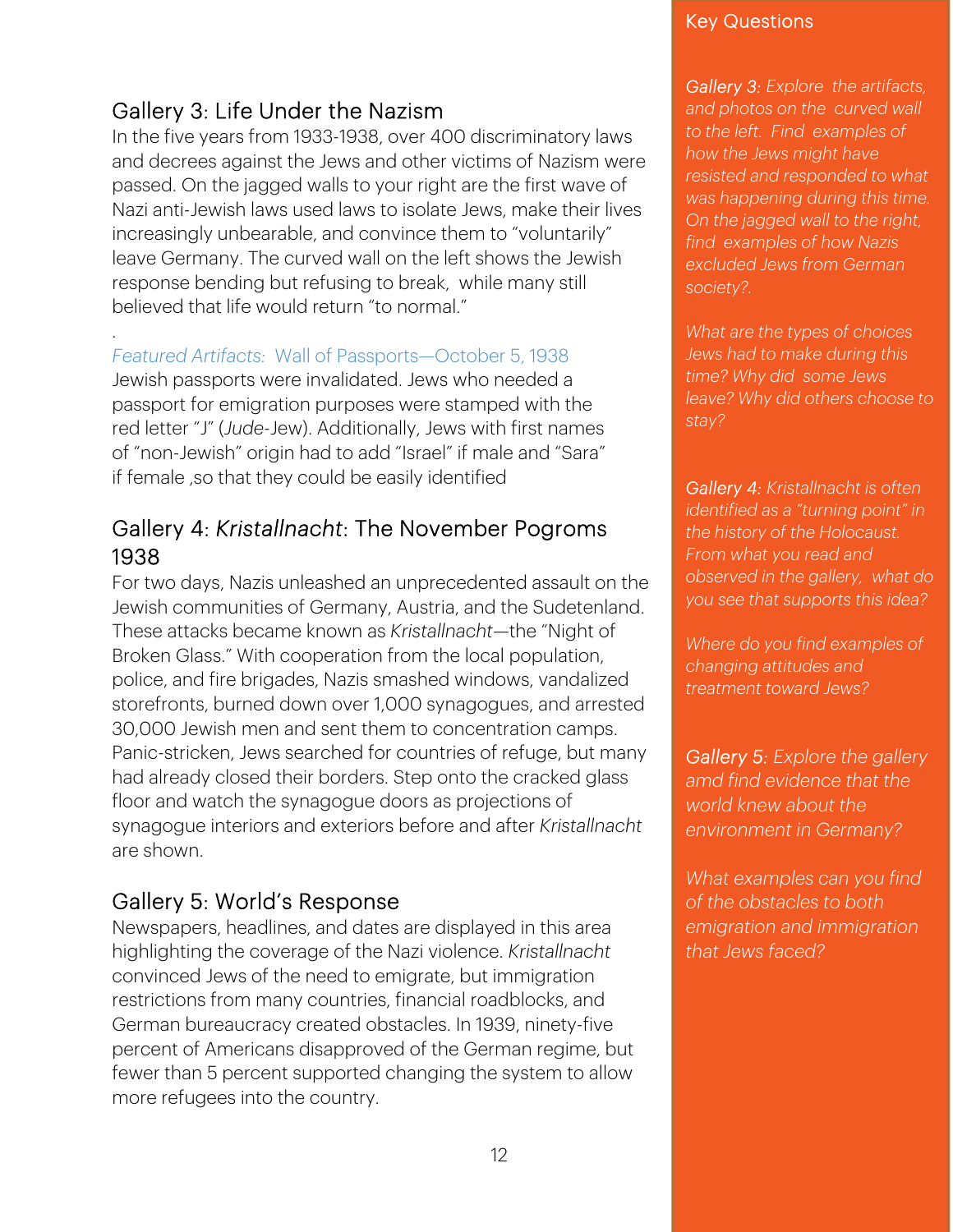## Gallery 3: Life Under the Nazism

In the five years from 1933-1938, over 400 discriminatory laws and decrees against the Jews and other victims of Nazism were passed. On the jagged walls to your right are the first wave of Nazi anti-Jewish laws used laws to isolate Jews, make their lives increasingly unbearable, and convince them to "voluntarily" leave Germany. The curved wall on the left shows the Jewish response bending but refusing to break, while many still believed that life would return "to normal."

.

*Featured Artifacts:* Wall of Passports—October 5, 1938

Jewish passports were invalidated. Jews who needed a passport for emigration purposes were stamped with the red letter "J" (*Jude*-Jew). Additionally, Jews with first names of "non-Jewish" origin had to add "Israel" if male and "Sara" if female ,so that they could be easily identified

## Gallery 4: *Kristallnacht*: The November Pogroms 1938

For two days, Nazis unleashed an unprecedented assault on the Jewish communities of Germany, Austria, and the Sudetenland. These attacks became known as *Kristallnacht*—the "Night of Broken Glass." With cooperation from the local population, police, and fire brigades, Nazis smashed windows, vandalized storefronts, burned down over 1,000 synagogues, and arrested 30,000 Jewish men and sent them to concentration camps. Panic-stricken, Jews searched for countries of refuge, but many had already closed their borders. Step onto the cracked glass floor and watch the synagogue doors as projections of synagogue interiors and exteriors before and after *Kristallnacht* are shown.

## Gallery 5: World's Response

Newspapers, headlines, and dates are displayed in this area highlighting the coverage of the Nazi violence. *Kristallnacht* convinced Jews of the need to emigrate, but immigration restrictions from many countries, financial roadblocks, and German bureaucracy created obstacles. In 1939, ninety-five percent of Americans disapproved of the German regime, but fewer than 5 percent supported changing the system to allow more refugees into the country.

### Key Questions

*Gallery 3: Explore the artifacts, and photos on the curved wall to the left. Find examples of how the Jews might have resisted and responded to what was happening during this time. On the jagged wall to the right, find examples of how Nazis excluded Jews from German society?.*

*What are the types of choices Jews had to make during this time? Why did some Jews leave? Why did others choose to stay?*

*Gallery 4: Kristallnacht is often identified as a "turning point" in the history of the Holocaust. From what you read and observed in the gallery, what do you see that supports this idea?*

*Where do you find examples of changing attitudes and treatment toward Jews?*

*Gallery 5: Explore the gallery amd find evidence that the world knew about the environment in Germany?*

*What examples can you find of the obstacles to both emigration and immigration that Jews faced?*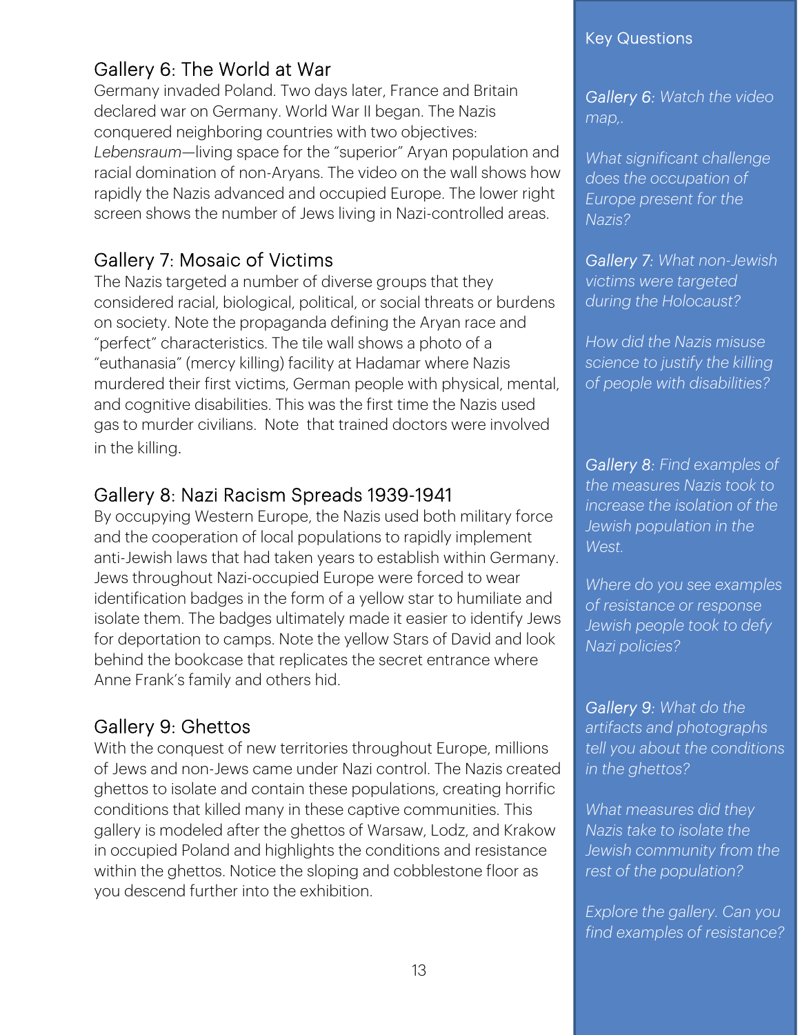## Gallery 6: The World at War

Germany invaded Poland. Two days later, France and Britain declared war on Germany. World War II began. The Nazis conquered neighboring countries with two objectives: *Lebensraum*—living space for the "superior" Aryan population and racial domination of non-Aryans. The video on the wall shows how rapidly the Nazis advanced and occupied Europe. The lower right screen shows the number of Jews living in Nazi-controlled areas.

## Gallery 7: Mosaic of Victims

The Nazis targeted a number of diverse groups that they considered racial, biological, political, or social threats or burdens on society. Note the propaganda defining the Aryan race and "perfect" characteristics. The tile wall shows a photo of a "euthanasia" (mercy killing) facility at Hadamar where Nazis murdered their first victims, German people with physical, mental, and cognitive disabilities. This was the first time the Nazis used gas to murder civilians. Note that trained doctors were involved in the killing.

## Gallery 8: Nazi Racism Spreads 1939-1941

By occupying Western Europe, the Nazis used both military force and the cooperation of local populations to rapidly implement anti-Jewish laws that had taken years to establish within Germany. Jews throughout Nazi-occupied Europe were forced to wear identification badges in the form of a yellow star to humiliate and isolate them. The badges ultimately made it easier to identify Jews for deportation to camps. Note the yellow Stars of David and look behind the bookcase that replicates the secret entrance where Anne Frank's family and others hid.

## Gallery 9: Ghettos

With the conquest of new territories throughout Europe, millions of Jews and non-Jews came under Nazi control. The Nazis created ghettos to isolate and contain these populations, creating horrific conditions that killed many in these captive communities. This gallery is modeled after the ghettos of Warsaw, Lodz, and Krakow in occupied Poland and highlights the conditions and resistance within the ghettos. Notice the sloping and cobblestone floor as you descend further into the exhibition.

### Key Questions

*Gallery 6: Watch the video map,.*

*What significant challenge does the occupation of Europe present for the Nazis?*

*Gallery 7: What non-Jewish victims were targeted during the Holocaust?*

*How did the Nazis misuse science to justify the killing of people with disabilities?*

*Gallery 8: Find examples of the measures Nazis took to increase the isolation of the Jewish population in the West.*

*Where do you see examples of resistance or response Jewish people took to defy Nazi policies?*

*Gallery 9: What do the artifacts and photographs tell you about the conditions in the ghettos?*

*What measures did they Nazis take to isolate the Jewish community from the rest of the population?*

*Explore the gallery. Can you find examples of resistance?*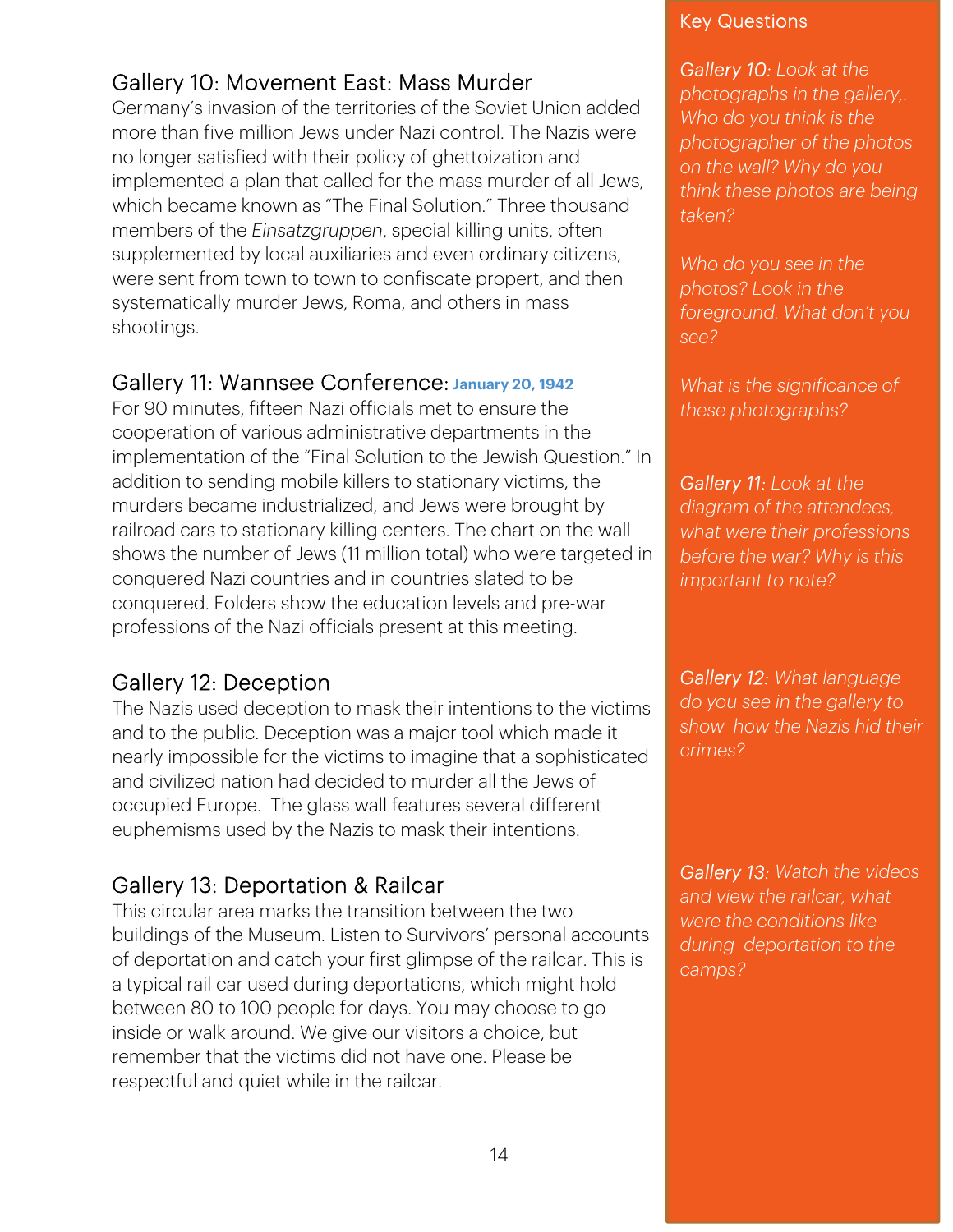## Gallery 10: Movement East: Mass Murder

Germany's invasion of the territories of the Soviet Union added more than five million Jews under Nazi control. The Nazis were no longer satisfied with their policy of ghettoization and implemented a plan that called for the mass murder of all Jews, which became known as "The Final Solution." Three thousand members of the *Einsatzgruppen*, special killing units, often supplemented by local auxiliaries and even ordinary citizens, were sent from town to town to confiscate propert, and then systematically murder Jews, Roma, and others in mass shootings.

## Gallery 11: Wannsee Conference: **January 20, 1942**

For 90 minutes, fifteen Nazi officials met to ensure the cooperation of various administrative departments in the implementation of the "Final Solution to the Jewish Question." In addition to sending mobile killers to stationary victims, the murders became industrialized, and Jews were brought by railroad cars to stationary killing centers. The chart on the wall shows the number of Jews (11 million total) who were targeted in conquered Nazi countries and in countries slated to be conquered. Folders show the education levels and pre-war professions of the Nazi officials present at this meeting.

## Gallery 12: Deception

The Nazis used deception to mask their intentions to the victims and to the public. Deception was a major tool which made it nearly impossible for the victims to imagine that a sophisticated and civilized nation had decided to murder all the Jews of occupied Europe. The glass wall features several different euphemisms used by the Nazis to mask their intentions.

## Gallery 13: Deportation & Railcar

This circular area marks the transition between the two buildings of the Museum. Listen to Survivors' personal accounts of deportation and catch your first glimpse of the railcar. This is a typical rail car used during deportations, which might hold between 80 to 100 people for days. You may choose to go inside or walk around. We give our visitors a choice, but remember that the victims did not have one. Please be respectful and quiet while in the railcar.

### Key Questions

*Gallery 10: Look at the photographs in the gallery,. Who do you think is the photographer of the photos on the wall? Why do you think these photos are being taken?*

*Who do you see in the photos? Look in the foreground. What don't you see?*

*What is the significance of these photographs?*

*Gallery 11: Look at the diagram of the attendees, what were their professions before the war? Why is this important to note?*

*Gallery 12: What language do you see in the gallery to show how the Nazis hid their crimes?*

*Gallery 13: Watch the videos and view the railcar, what were the conditions like during deportation to the camps?*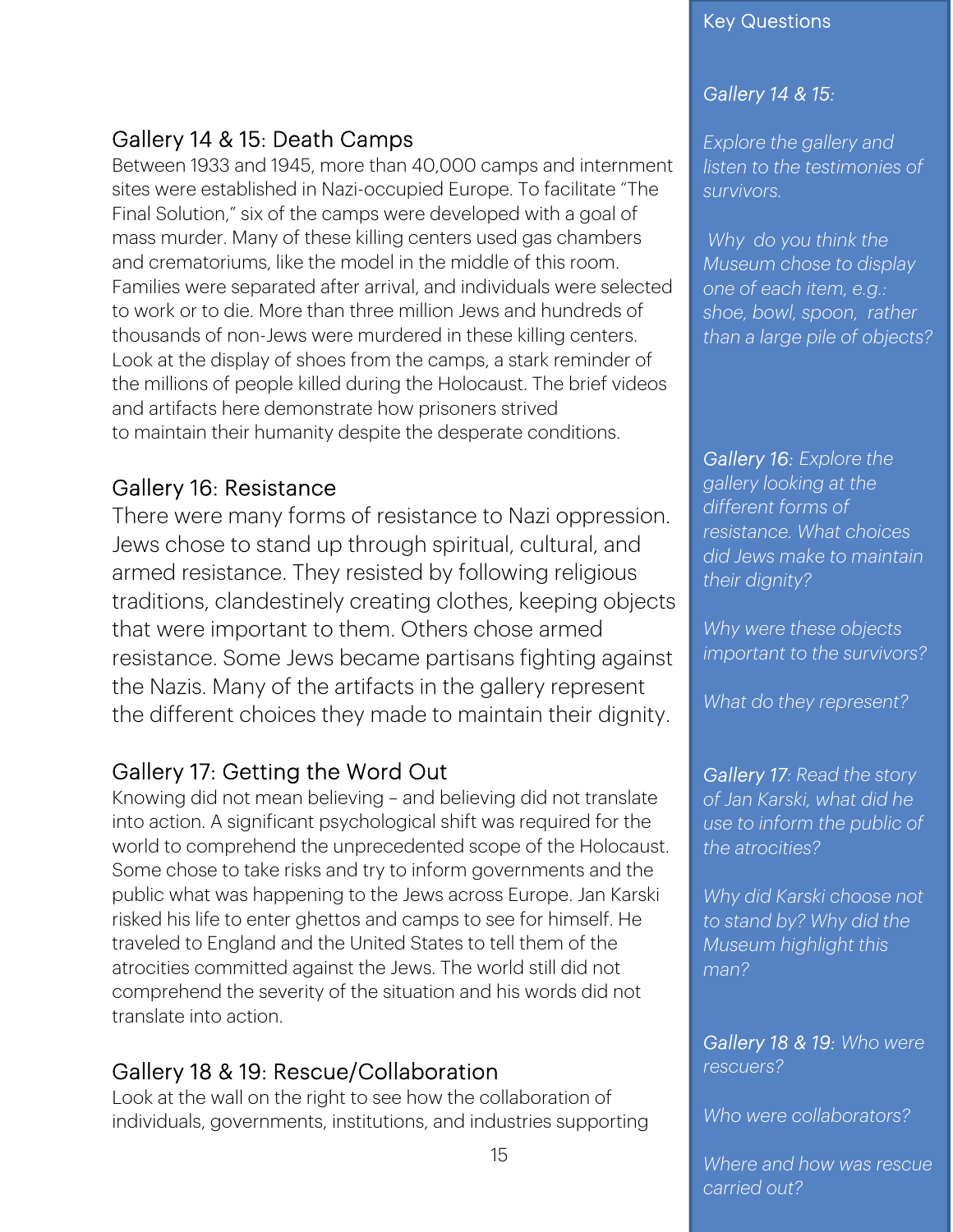## Gallery 14 & 15: Death Camps

Between 1933 and 1945, more than 40,000 camps and internment sites were established in Nazi-occupied Europe. To facilitate "The Final Solution," six of the camps were developed with a goal of mass murder. Many of these killing centers used gas chambers and crematoriums, like the model in the middle of this room. Families were separated after arrival, and individuals were selected to work or to die. More than three million Jews and hundreds of thousands of non-Jews were murdered in these killing centers. Look at the display of shoes from the camps, a stark reminder of the millions of people killed during the Holocaust. The brief videos and artifacts here demonstrate how prisoners strived to maintain their humanity despite the desperate conditions.

## Gallery 16: Resistance

There were many forms of resistance to Nazi oppression. Jews chose to stand up through spiritual, cultural, and armed resistance. They resisted by following religious traditions, clandestinely creating clothes, keeping objects that were important to them. Others chose armed resistance. Some Jews became partisans fighting against the Nazis. Many of the artifacts in the gallery represent the different choices they made to maintain their dignity.

## Gallery 17: Getting the Word Out

Knowing did not mean believing – and believing did not translate into action. A significant psychological shift was required for the world to comprehend the unprecedented scope of the Holocaust. Some chose to take risks and try to inform governments and the public what was happening to the Jews across Europe. Jan Karski risked his life to enter ghettos and camps to see for himself. He traveled to England and the United States to tell them of the atrocities committed against the Jews. The world still did not comprehend the severity of the situation and his words did not translate into action.

## Gallery 18 & 19: Rescue/Collaboration

Look at the wall on the right to see how the collaboration of individuals, governments, institutions, and industries supporting

### Key Questions

*Gallery 14 & 15:*

*Explore the gallery and listen to the testimonies of survivors.*

*Why do you think the Museum chose to display one of each item, e.g.: shoe, bowl, spoon, rather than a large pile of objects?*

*Gallery 16: Explore the gallery looking at the different forms of resistance. What choices did Jews make to maintain their dignity?*

*Why were these objects important to the survivors?*

*What do they represent?*

*Gallery 17: Read the story of Jan Karski, what did he use to inform the public of the atrocities?*

*Why did Karski choose not to stand by? Why did the Museum highlight this man?*

*Gallery 18 & 19: Who were rescuers?*

*Who were collaborators?*

*Where and how was rescue carried out?*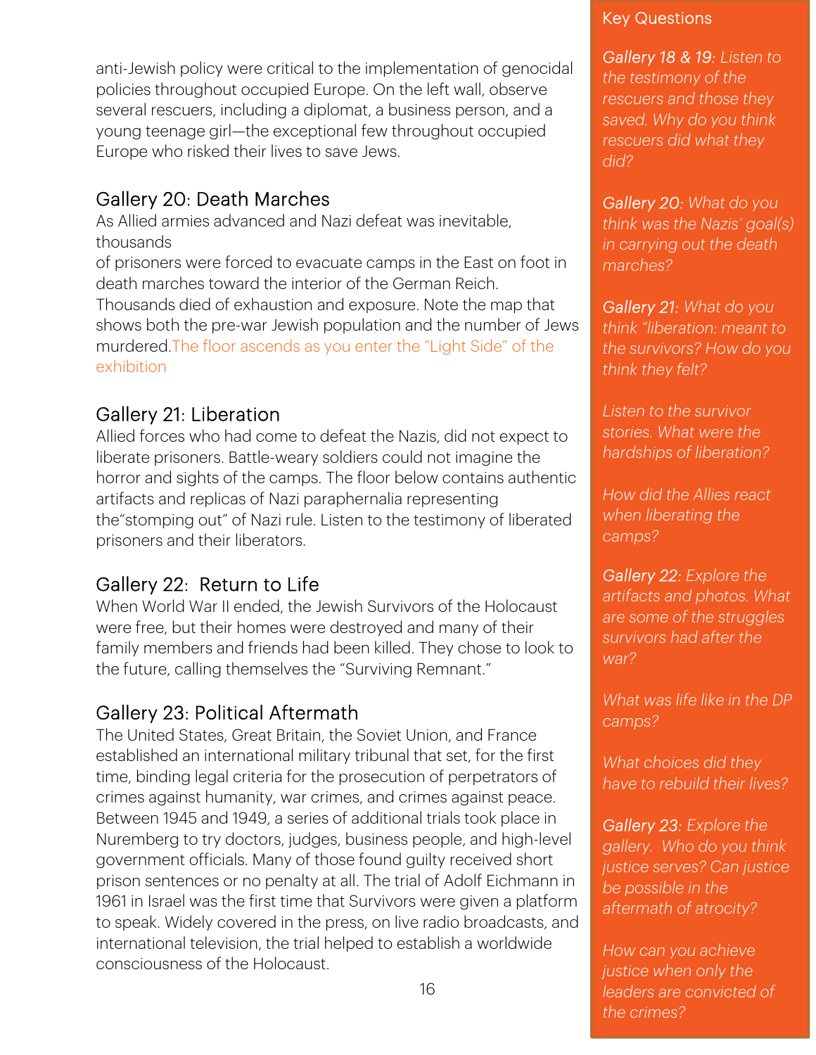anti-Jewish policy were critical to the implementation of genocidal policies throughout occupied Europe. On the left wall, observe several rescuers, including a diplomat, a business person, and a young teenage girl—the exceptional few throughout occupied Europe who risked their lives to save Jews.

## Gallery 20: Death Marches

As Allied armies advanced and Nazi defeat was inevitable, thousands of prisoners were forced to evacuate camps in the East on foot in death marches toward the interior of the German Reich. Thousands died of exhaustion and exposure. Note the map that shows both the pre-war Jewish population and the number of Jews murdered. The floor ascends as you enter the "Light Side" of the exhibition

## Gallery 21: Liberation

Allied forces who had come to defeat the Nazis, did not expect to liberate prisoners. Battle-weary soldiers could not imagine the horror and sights of the camps. The floor below contains authentic artifacts and replicas of Nazi paraphernalia representing the"stomping out" of Nazi rule. Listen to the testimony of liberated prisoners and their liberators.

## Gallery 22: Return to Life

When World War II ended, the Jewish Survivors of the Holocaust were free, but their homes were destroyed and many of their family members and friends had been killed. They chose to look to the future, calling themselves the "Surviving Remnant."

## Gallery 23: Political Aftermath

The United States, Great Britain, the Soviet Union, and France established an international military tribunal that set, for the first time, binding legal criteria for the prosecution of perpetrators of crimes against humanity, war crimes, and crimes against peace. Between 1945 and 1949, a series of additional trials took place in Nuremberg to try doctors, judges, business people, and high-level government officials. Many of those found guilty received short prison sentences or no penalty at all. The trial of Adolf Eichmann in 1961 in Israel was the first time that Survivors were given a platform to speak. Widely covered in the press, on live radio broadcasts, and international television, the trial helped to establish a worldwide consciousness of the Holocaust.

### Key Questions

*Gallery 18 & 19: Listen to the testimony of the rescuers and those they saved. Why do you think rescuers did what they did?*

*Gallery 20: What do you think was the Nazis' goal(s) in carrying out the death marches?*

*Gallery 21: What do you think "liberation: meant to the survivors? How do you think they felt?*

*Listen to the survivor stories. What were the hardships of liberation?*

*How did the Allies react when liberating the camps?*

*Gallery 22: Explore the artifacts and photos. What are some of the struggles survivors had after the war?*

*What was life like in the DP camps?*

*What choices did they have to rebuild their lives?*

*Gallery 23: Explore the gallery. Who do you think justice serves? Can justice be possible in the aftermath of atrocity?*

*How can you achieve justice when only the leaders are convicted of the crimes?*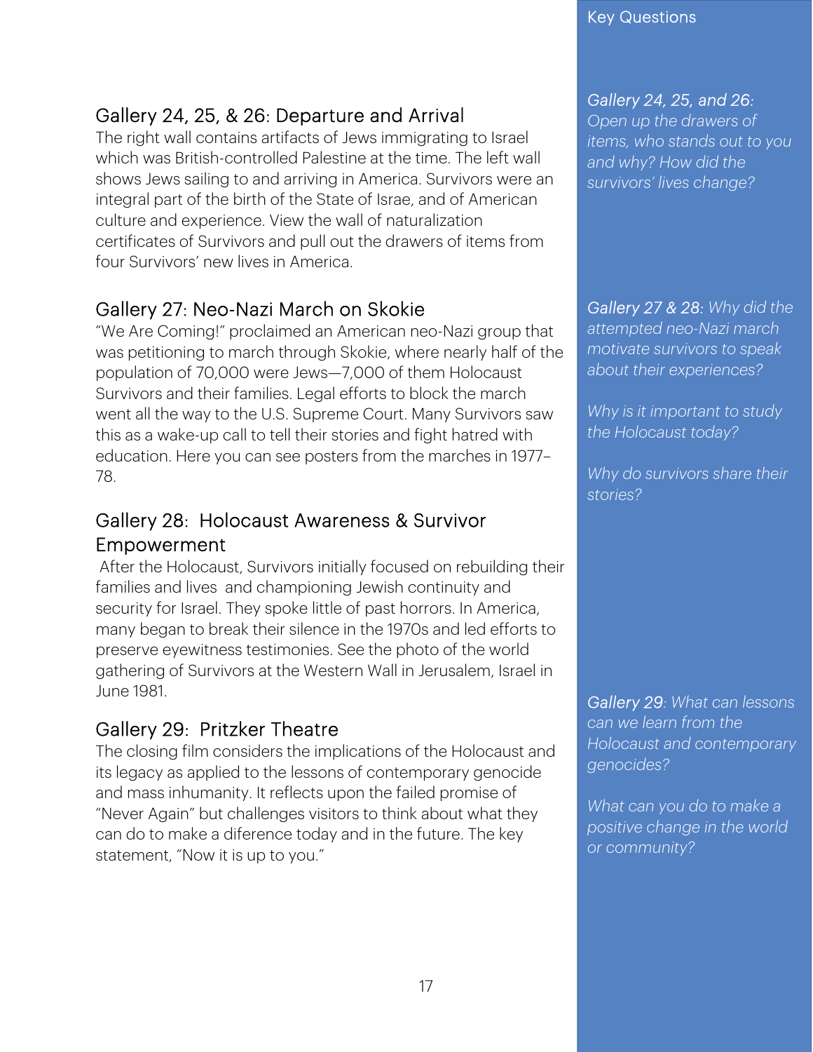## Gallery 24, 25, & 26: Departure and Arrival

The right wall contains artifacts of Jews immigrating to Israel which was British-controlled Palestine at the time. The left wall shows Jews sailing to and arriving in America. Survivors were an integral part of the birth of the State of Israe, and of American culture and experience. View the wall of naturalization certificates of Survivors and pull out the drawers of items from four Survivors' new lives in America.

## Gallery 27: Neo-Nazi March on Skokie

"We Are Coming!" proclaimed an American neo-Nazi group that was petitioning to march through Skokie, where nearly half of the population of 70,000 were Jews—7,000 of them Holocaust Survivors and their families. Legal efforts to block the march went all the way to the U.S. Supreme Court. Many Survivors saw this as a wake-up call to tell their stories and fight hatred with education. Here you can see posters from the marches in 1977–78.

## Gallery 28: Holocaust Awareness & Survivor Empowerment

After the Holocaust, Survivors initially focused on rebuilding their families and lives and championing Jewish continuity and security for Israel. They spoke little of past horrors. In America, many began to break their silence in the 1970s and led efforts to preserve eyewitness testimonies. See the photo of the world gathering of Survivors at the Western Wall in Jerusalem, Israel in June 1981.

## Gallery 29: Pritzker Theatre

The closing film considers the implications of the Holocaust and its legacy as applied to the lessons of contemporary genocide and mass inhumanity. It reflects upon the failed promise of "Never Again" but challenges visitors to think about what they can do to make a diference today and in the future. The key statement, "Now it is up to you."

### Key Questions

*Gallery 24, 25, and 26: Open up the drawers of items, who stands out to you and why? How did the survivors' lives change?*

*Gallery 27 & 28: Why did the attempted neo-Nazi march motivate survivors to speak about their experiences?*

*Why is it important to study the Holocaust today?*

*Why do survivors share their stories?*

*Gallery 29: What can lessons can we learn from the Holocaust and contemporary genocides?*

*What can you do to make a positive change in the world or community?*